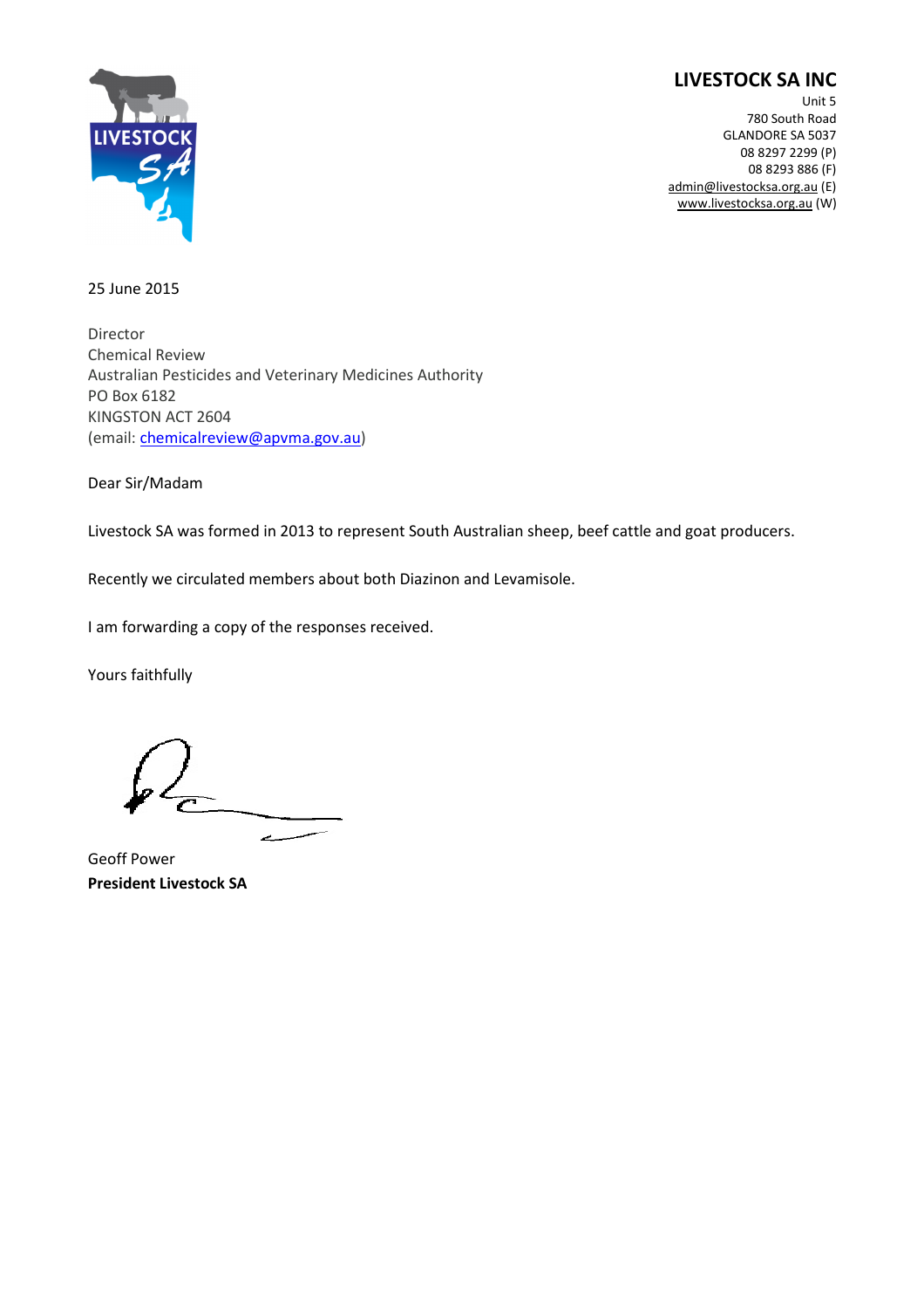# LIVESTOCK SA INC

Unit 5
780 South Road
GLANDORE SA 5037
08 8297 2299 (P)
08 8293 886 (F)
admin@livestocksa.org.au (E)
www.livestocksa.org.au (W)

25 June 2015

Director
Chemical Review
Australian Pesticides and Veterinary Medicines Authority
PO Box 6182
KINGSTON ACT 2604
(email: chemicalreview@apvma.gov.au)

Dear Sir/Madam

Livestock SA was formed in 2013 to represent South Australian sheep, beef cattle and goat producers.

Recently we circulated members about both Diazinon and Levamisole.

I am forwarding a copy of the responses received.

Yours faithfully

Geoff Power
**President Livestock SA**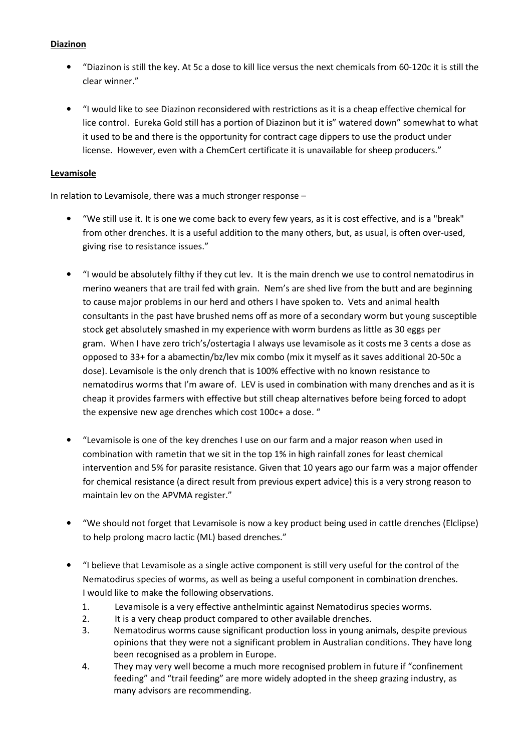**Diazinon**

- "Diazinon is still the key. At 5c a dose to kill lice versus the next chemicals from 60-120c it is still the clear winner."

- "I would like to see Diazinon reconsidered with restrictions as it is a cheap effective chemical for lice control. Eureka Gold still has a portion of Diazinon but it is" watered down" somewhat to what it used to be and there is the opportunity for contract cage dippers to use the product under license. However, even with a ChemCert certificate it is unavailable for sheep producers."

**Levamisole**

In relation to Levamisole, there was a much stronger response –

- "We still use it. It is one we come back to every few years, as it is cost effective, and is a "break" from other drenches. It is a useful addition to the many others, but, as usual, is often over-used, giving rise to resistance issues."

- "I would be absolutely filthy if they cut lev. It is the main drench we use to control nematodirus in merino weaners that are trail fed with grain. Nem's are shed live from the butt and are beginning to cause major problems in our herd and others I have spoken to. Vets and animal health consultants in the past have brushed nems off as more of a secondary worm but young susceptible stock get absolutely smashed in my experience with worm burdens as little as 30 eggs per gram. When I have zero trich's/ostertagia I always use levamisole as it costs me 3 cents a dose as opposed to 33+ for a abamectin/bz/lev mix combo (mix it myself as it saves additional 20-50c a dose). Levamisole is the only drench that is 100% effective with no known resistance to nematodirus worms that I'm aware of. LEV is used in combination with many drenches and as it is cheap it provides farmers with effective but still cheap alternatives before being forced to adopt the expensive new age drenches which cost 100c+ a dose. "

- "Levamisole is one of the key drenches I use on our farm and a major reason when used in combination with rametin that we sit in the top 1% in high rainfall zones for least chemical intervention and 5% for parasite resistance. Given that 10 years ago our farm was a major offender for chemical resistance (a direct result from previous expert advice) this is a very strong reason to maintain lev on the APVMA register."

- "We should not forget that Levamisole is now a key product being used in cattle drenches (Elclipse) to help prolong macro lactic (ML) based drenches."

- "I believe that Levamisole as a single active component is still very useful for the control of the Nematodirus species of worms, as well as being a useful component in combination drenches. I would like to make the following observations.
  1. Levamisole is a very effective anthelmintic against Nematodirus species worms.
  2. It is a very cheap product compared to other available drenches.
  3. Nematodirus worms cause significant production loss in young animals, despite previous opinions that they were not a significant problem in Australian conditions. They have long been recognised as a problem in Europe.
  4. They may very well become a much more recognised problem in future if "confinement feeding" and "trail feeding" are more widely adopted in the sheep grazing industry, as many advisors are recommending.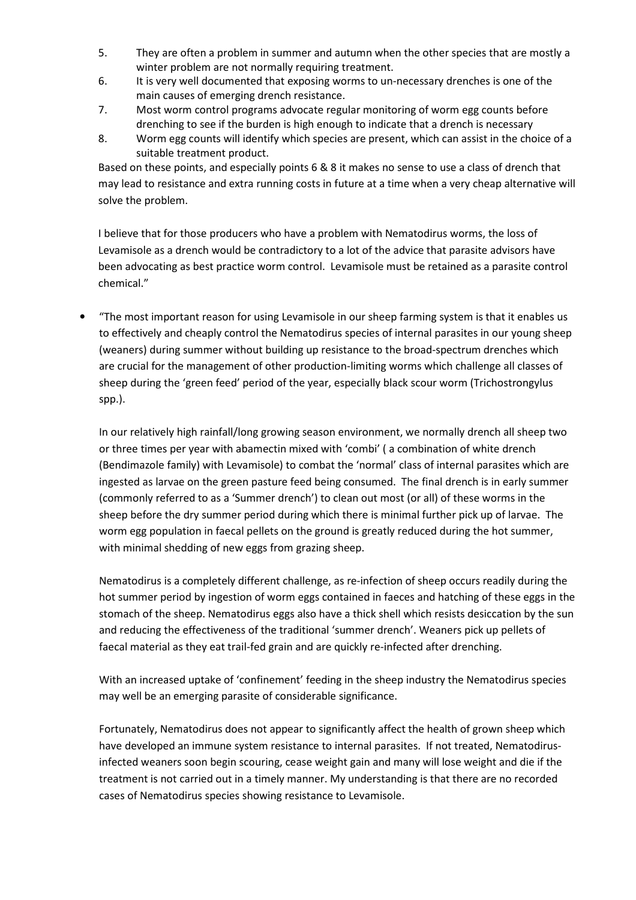5. They are often a problem in summer and autumn when the other species that are mostly a winter problem are not normally requiring treatment.
6. It is very well documented that exposing worms to un-necessary drenches is one of the main causes of emerging drench resistance.
7. Most worm control programs advocate regular monitoring of worm egg counts before drenching to see if the burden is high enough to indicate that a drench is necessary
8. Worm egg counts will identify which species are present, which can assist in the choice of a suitable treatment product.

Based on these points, and especially points 6 & 8 it makes no sense to use a class of drench that may lead to resistance and extra running costs in future at a time when a very cheap alternative will solve the problem.

I believe that for those producers who have a problem with Nematodirus worms, the loss of Levamisole as a drench would be contradictory to a lot of the advice that parasite advisors have been advocating as best practice worm control. Levamisole must be retained as a parasite control chemical."

- "The most important reason for using Levamisole in our sheep farming system is that it enables us to effectively and cheaply control the Nematodirus species of internal parasites in our young sheep (weaners) during summer without building up resistance to the broad-spectrum drenches which are crucial for the management of other production-limiting worms which challenge all classes of sheep during the 'green feed' period of the year, especially black scour worm (Trichostrongylus spp.).

  In our relatively high rainfall/long growing season environment, we normally drench all sheep two or three times per year with abamectin mixed with 'combi' ( a combination of white drench (Bendimazole family) with Levamisole) to combat the 'normal' class of internal parasites which are ingested as larvae on the green pasture feed being consumed. The final drench is in early summer (commonly referred to as a 'Summer drench') to clean out most (or all) of these worms in the sheep before the dry summer period during which there is minimal further pick up of larvae. The worm egg population in faecal pellets on the ground is greatly reduced during the hot summer, with minimal shedding of new eggs from grazing sheep.

  Nematodirus is a completely different challenge, as re-infection of sheep occurs readily during the hot summer period by ingestion of worm eggs contained in faeces and hatching of these eggs in the stomach of the sheep. Nematodirus eggs also have a thick shell which resists desiccation by the sun and reducing the effectiveness of the traditional 'summer drench'. Weaners pick up pellets of faecal material as they eat trail-fed grain and are quickly re-infected after drenching.

  With an increased uptake of 'confinement' feeding in the sheep industry the Nematodirus species may well be an emerging parasite of considerable significance.

  Fortunately, Nematodirus does not appear to significantly affect the health of grown sheep which have developed an immune system resistance to internal parasites. If not treated, Nematodirus-infected weaners soon begin scouring, cease weight gain and many will lose weight and die if the treatment is not carried out in a timely manner. My understanding is that there are no recorded cases of Nematodirus species showing resistance to Levamisole.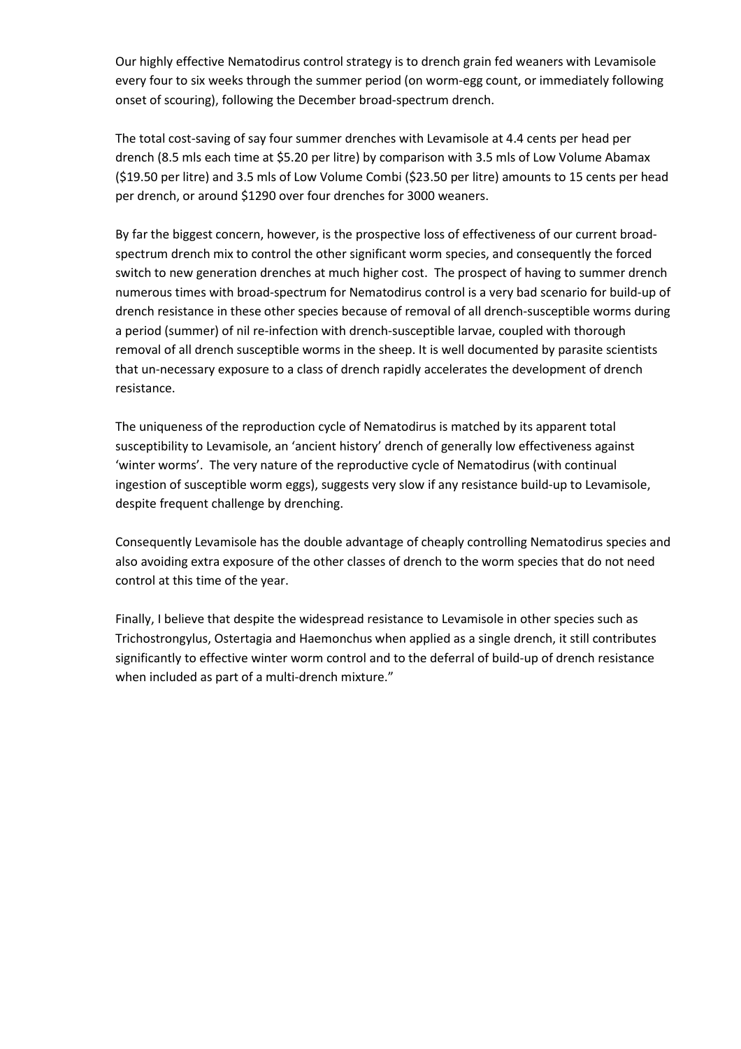Our highly effective Nematodirus control strategy is to drench grain fed weaners with Levamisole every four to six weeks through the summer period (on worm-egg count, or immediately following onset of scouring), following the December broad-spectrum drench.

The total cost-saving of say four summer drenches with Levamisole at 4.4 cents per head per drench (8.5 mls each time at $5.20 per litre) by comparison with 3.5 mls of Low Volume Abamax ($19.50 per litre) and 3.5 mls of Low Volume Combi ($23.50 per litre) amounts to 15 cents per head per drench, or around $1290 over four drenches for 3000 weaners.

By far the biggest concern, however, is the prospective loss of effectiveness of our current broad-spectrum drench mix to control the other significant worm species, and consequently the forced switch to new generation drenches at much higher cost. The prospect of having to summer drench numerous times with broad-spectrum for Nematodirus control is a very bad scenario for build-up of drench resistance in these other species because of removal of all drench-susceptible worms during a period (summer) of nil re-infection with drench-susceptible larvae, coupled with thorough removal of all drench susceptible worms in the sheep. It is well documented by parasite scientists that un-necessary exposure to a class of drench rapidly accelerates the development of drench resistance.

The uniqueness of the reproduction cycle of Nematodirus is matched by its apparent total susceptibility to Levamisole, an 'ancient history' drench of generally low effectiveness against 'winter worms'. The very nature of the reproductive cycle of Nematodirus (with continual ingestion of susceptible worm eggs), suggests very slow if any resistance build-up to Levamisole, despite frequent challenge by drenching.

Consequently Levamisole has the double advantage of cheaply controlling Nematodirus species and also avoiding extra exposure of the other classes of drench to the worm species that do not need control at this time of the year.

Finally, I believe that despite the widespread resistance to Levamisole in other species such as Trichostrongylus, Ostertagia and Haemonchus when applied as a single drench, it still contributes significantly to effective winter worm control and to the deferral of build-up of drench resistance when included as part of a multi-drench mixture."